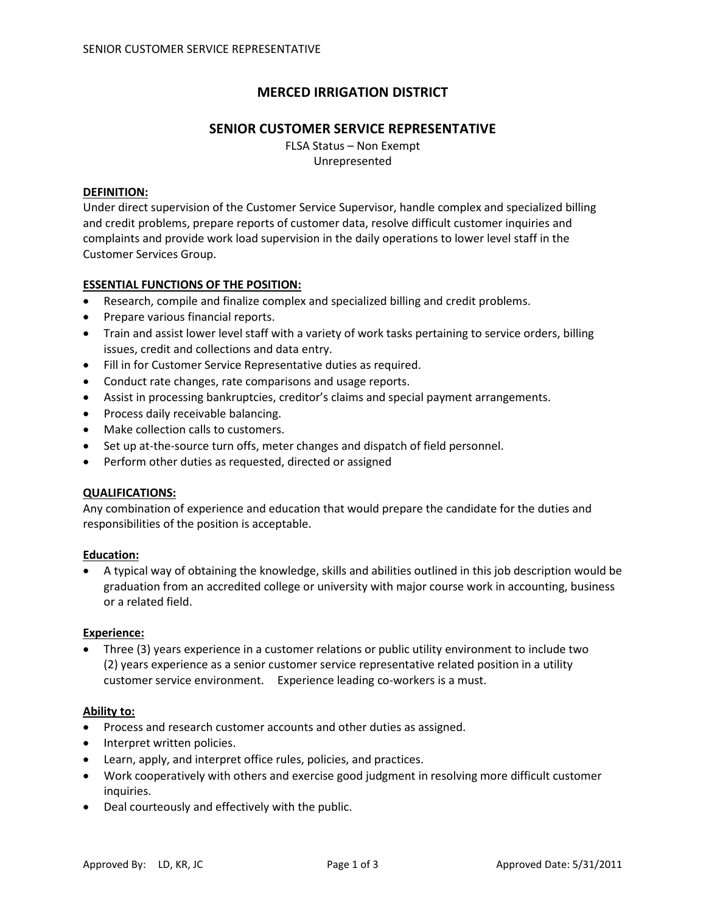# MERCED IRRIGATION DISTRICT

## SENIOR CUSTOMER SERVICE REPRESENTATIVE

FLSA Status – Non Exempt
Unrepresented

**DEFINITION:**

Under direct supervision of the Customer Service Supervisor, handle complex and specialized billing and credit problems, prepare reports of customer data, resolve difficult customer inquiries and complaints and provide work load supervision in the daily operations to lower level staff in the Customer Services Group.

**ESSENTIAL FUNCTIONS OF THE POSITION:**

- Research, compile and finalize complex and specialized billing and credit problems.
- Prepare various financial reports.
- Train and assist lower level staff with a variety of work tasks pertaining to service orders, billing issues, credit and collections and data entry.
- Fill in for Customer Service Representative duties as required.
- Conduct rate changes, rate comparisons and usage reports.
- Assist in processing bankruptcies, creditor's claims and special payment arrangements.
- Process daily receivable balancing.
- Make collection calls to customers.
- Set up at-the-source turn offs, meter changes and dispatch of field personnel.
- Perform other duties as requested, directed or assigned

**QUALIFICATIONS:**

Any combination of experience and education that would prepare the candidate for the duties and responsibilities of the position is acceptable.

**Education:**

- A typical way of obtaining the knowledge, skills and abilities outlined in this job description would be graduation from an accredited college or university with major course work in accounting, business or a related field.

**Experience:**

- Three (3) years experience in a customer relations or public utility environment to include two (2) years experience as a senior customer service representative related position in a utility customer service environment. Experience leading co-workers is a must.

**Ability to:**

- Process and research customer accounts and other duties as assigned.
- Interpret written policies.
- Learn, apply, and interpret office rules, policies, and practices.
- Work cooperatively with others and exercise good judgment in resolving more difficult customer inquiries.
- Deal courteously and effectively with the public.

Approved By: LD, KR, JC     Approved Date: 5/31/2011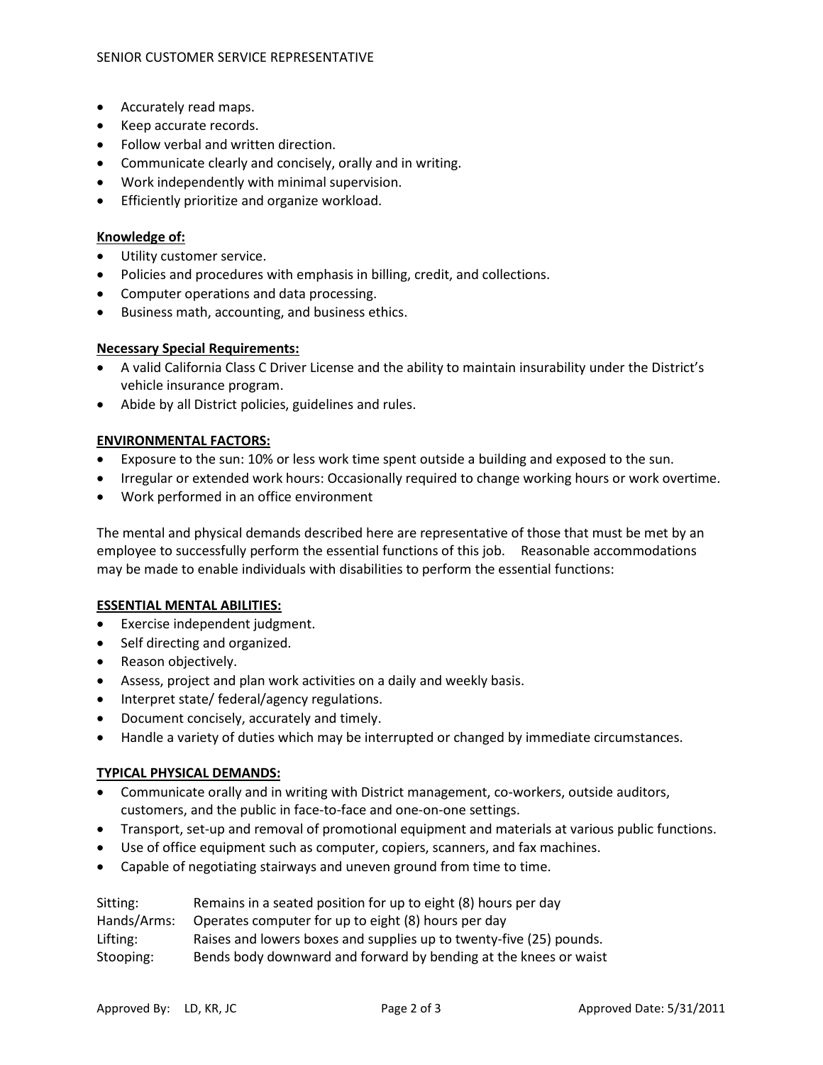- Accurately read maps.
- Keep accurate records.
- Follow verbal and written direction.
- Communicate clearly and concisely, orally and in writing.
- Work independently with minimal supervision.
- Efficiently prioritize and organize workload.

**Knowledge of:**

- Utility customer service.
- Policies and procedures with emphasis in billing, credit, and collections.
- Computer operations and data processing.
- Business math, accounting, and business ethics.

**Necessary Special Requirements:**

- A valid California Class C Driver License and the ability to maintain insurability under the District's vehicle insurance program.
- Abide by all District policies, guidelines and rules.

## ENVIRONMENTAL FACTORS:

- Exposure to the sun: 10% or less work time spent outside a building and exposed to the sun.
- Irregular or extended work hours: Occasionally required to change working hours or work overtime.
- Work performed in an office environment

The mental and physical demands described here are representative of those that must be met by an employee to successfully perform the essential functions of this job. Reasonable accommodations may be made to enable individuals with disabilities to perform the essential functions:

## ESSENTIAL MENTAL ABILITIES:

- Exercise independent judgment.
- Self directing and organized.
- Reason objectively.
- Assess, project and plan work activities on a daily and weekly basis.
- Interpret state/ federal/agency regulations.
- Document concisely, accurately and timely.
- Handle a variety of duties which may be interrupted or changed by immediate circumstances.

## TYPICAL PHYSICAL DEMANDS:

- Communicate orally and in writing with District management, co-workers, outside auditors, customers, and the public in face-to-face and one-on-one settings.
- Transport, set-up and removal of promotional equipment and materials at various public functions.
- Use of office equipment such as computer, copiers, scanners, and fax machines.
- Capable of negotiating stairways and uneven ground from time to time.

Sitting: Remains in a seated position for up to eight (8) hours per day
Hands/Arms: Operates computer for up to eight (8) hours per day
Lifting: Raises and lowers boxes and supplies up to twenty-five (25) pounds.
Stooping: Bends body downward and forward by bending at the knees or waist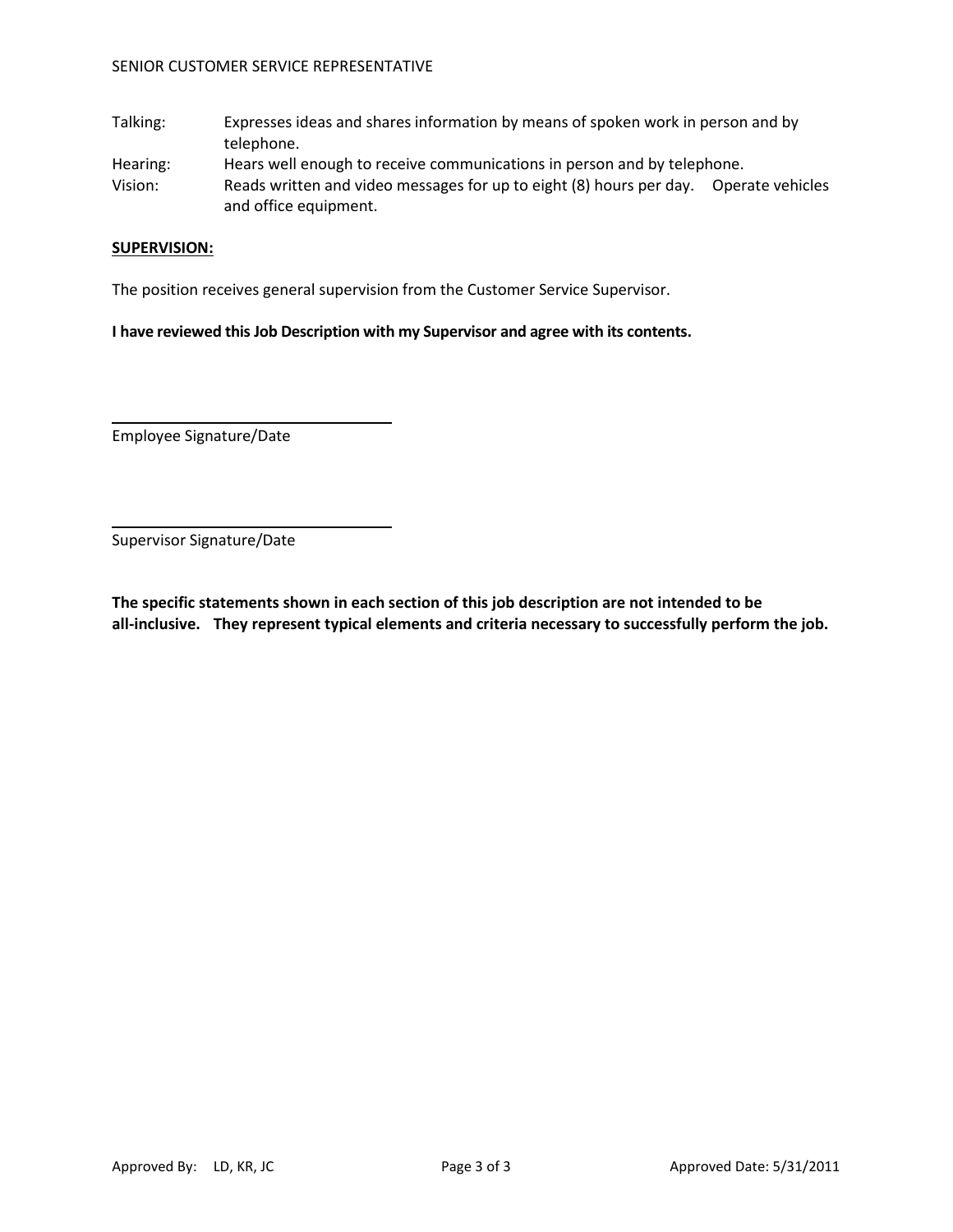| | |
|---|---|
| Talking: | Expresses ideas and shares information by means of spoken work in person and by telephone. |
| Hearing: | Hears well enough to receive communications in person and by telephone. |
| Vision: | Reads written and video messages for up to eight (8) hours per day. Operate vehicles and office equipment. |

**SUPERVISION:**

The position receives general supervision from the Customer Service Supervisor.

**I have reviewed this Job Description with my Supervisor and agree with its contents.**

\_\_\_\_\_\_\_\_\_\_\_\_\_\_\_\_\_\_\_\_\_\_\_\_\_\_\_\_\_\_

Employee Signature/Date

\_\_\_\_\_\_\_\_\_\_\_\_\_\_\_\_\_\_\_\_\_\_\_\_\_\_\_\_\_\_

Supervisor Signature/Date

**The specific statements shown in each section of this job description are not intended to be all-inclusive. They represent typical elements and criteria necessary to successfully perform the job.**

Approved By: LD, KR, JC | Approved Date: 5/31/2011